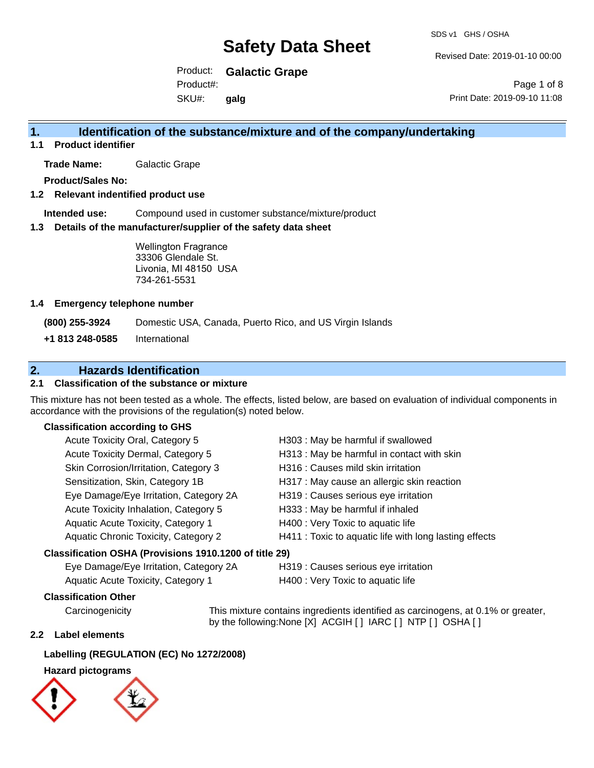# Safety Data Sheet

SDS v1 GHS / OSHA

Revised Date: 2019-01-10 00:00

Product: **Galactic Grape**

Product#:

SKU#: **galg**

Print Date: 2019-09-10 11:08

## 1. Identification of the substance/mixture and of the company/undertaking

### 1.1 Product identifier

**Trade Name:** Galactic Grape

**Product/Sales No:**

### 1.2 Relevant indentified product use

**Intended use:** Compound used in customer substance/mixture/product

### 1.3 Details of the manufacturer/supplier of the safety data sheet

Wellington Fragrance
33306 Glendale St.
Livonia, MI 48150 USA
734-261-5531

### 1.4 Emergency telephone number

**(800) 255-3924** Domestic USA, Canada, Puerto Rico, and US Virgin Islands

**+1 813 248-0585** International

## 2. Hazards Identification

### 2.1 Classification of the substance or mixture

This mixture has not been tested as a whole. The effects, listed below, are based on evaluation of individual components in accordance with the provisions of the regulation(s) noted below.

**Classification according to GHS**

| Classification | Hazard Statement |
| --- | --- |
| Acute Toxicity Oral, Category 5 | H303 : May be harmful if swallowed |
| Acute Toxicity Dermal, Category 5 | H313 : May be harmful in contact with skin |
| Skin Corrosion/Irritation, Category 3 | H316 : Causes mild skin irritation |
| Sensitization, Skin, Category 1B | H317 : May cause an allergic skin reaction |
| Eye Damage/Eye Irritation, Category 2A | H319 : Causes serious eye irritation |
| Acute Toxicity Inhalation, Category 5 | H333 : May be harmful if inhaled |
| Aquatic Acute Toxicity, Category 1 | H400 : Very Toxic to aquatic life |
| Aquatic Chronic Toxicity, Category 2 | H411 : Toxic to aquatic life with long lasting effects |

**Classification OSHA (Provisions 1910.1200 of title 29)**

| Classification | Hazard Statement |
| --- | --- |
| Eye Damage/Eye Irritation, Category 2A | H319 : Causes serious eye irritation |
| Aquatic Acute Toxicity, Category 1 | H400 : Very Toxic to aquatic life |

**Classification Other**

Carcinogenicity: This mixture contains ingredients identified as carcinogens, at 0.1% or greater, by the following:None [X] ACGIH [ ] IARC [ ] NTP [ ] OSHA [ ]

### 2.2 Label elements

**Labelling (REGULATION (EC) No 1272/2008)**

**Hazard pictograms**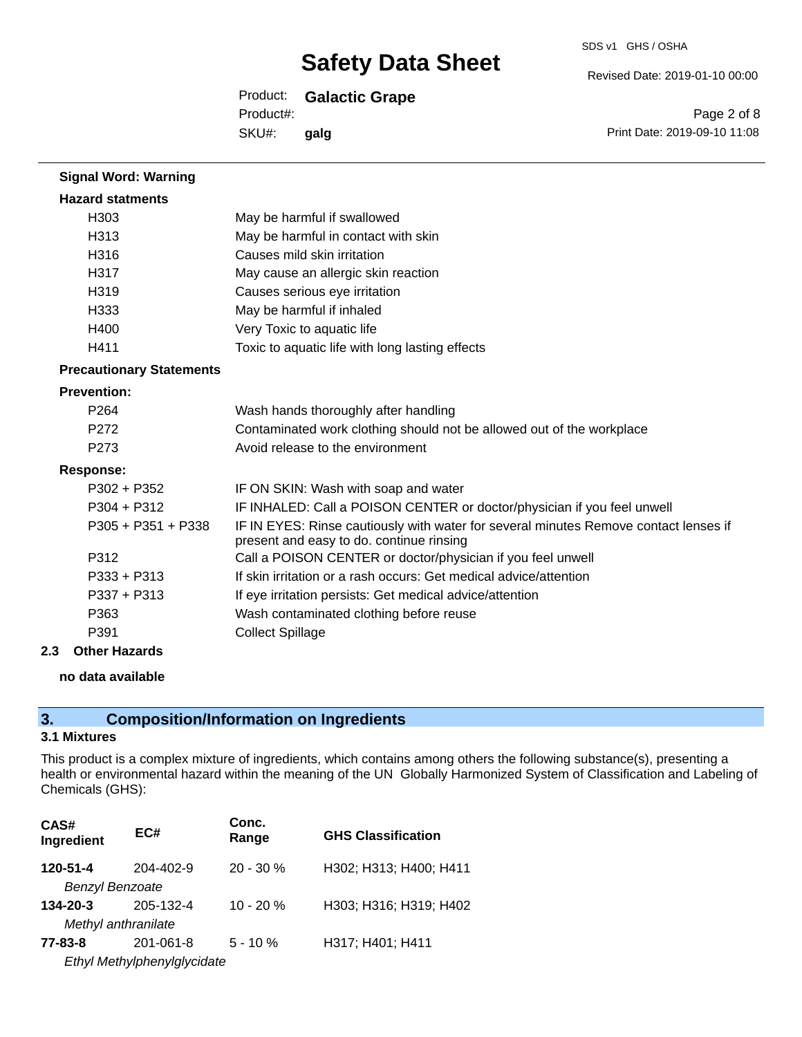**Signal Word: Warning**

**Hazard statments**

| | |
|---|---|
| H303 | May be harmful if swallowed |
| H313 | May be harmful in contact with skin |
| H316 | Causes mild skin irritation |
| H317 | May cause an allergic skin reaction |
| H319 | Causes serious eye irritation |
| H333 | May be harmful if inhaled |
| H400 | Very Toxic to aquatic life |
| H411 | Toxic to aquatic life with long lasting effects |

**Precautionary Statements**

**Prevention:**

| | |
|---|---|
| P264 | Wash hands thoroughly after handling |
| P272 | Contaminated work clothing should not be allowed out of the workplace |
| P273 | Avoid release to the environment |

**Response:**

| | |
|---|---|
| P302 + P352 | IF ON SKIN: Wash with soap and water |
| P304 + P312 | IF INHALED: Call a POISON CENTER or doctor/physician if you feel unwell |
| P305 + P351 + P338 | IF IN EYES: Rinse cautiously with water for several minutes Remove contact lenses if present and easy to do. continue rinsing |
| P312 | Call a POISON CENTER or doctor/physician if you feel unwell |
| P333 + P313 | If skin irritation or a rash occurs: Get medical advice/attention |
| P337 + P313 | If eye irritation persists: Get medical advice/attention |
| P363 | Wash contaminated clothing before reuse |
| P391 | Collect Spillage |

**2.3 Other Hazards**

**no data available**

## 3. Composition/Information on Ingredients

**3.1 Mixtures**

This product is a complex mixture of ingredients, which contains among others the following substance(s), presenting a health or environmental hazard within the meaning of the UN Globally Harmonized System of Classification and Labeling of Chemicals (GHS):

| CAS# Ingredient | EC# | Conc. Range | GHS Classification |
|---|---|---|---|
| **120-51-4** | 204-402-9 | 20 - 30 % | H302; H313; H400; H411 |
| *Benzyl Benzoate* | | | |
| **134-20-3** | 205-132-4 | 10 - 20 % | H303; H316; H319; H402 |
| *Methyl anthranilate* | | | |
| **77-83-8** | 201-061-8 | 5 - 10 % | H317; H401; H411 |
| *Ethyl Methylphenylglycidate* | | | |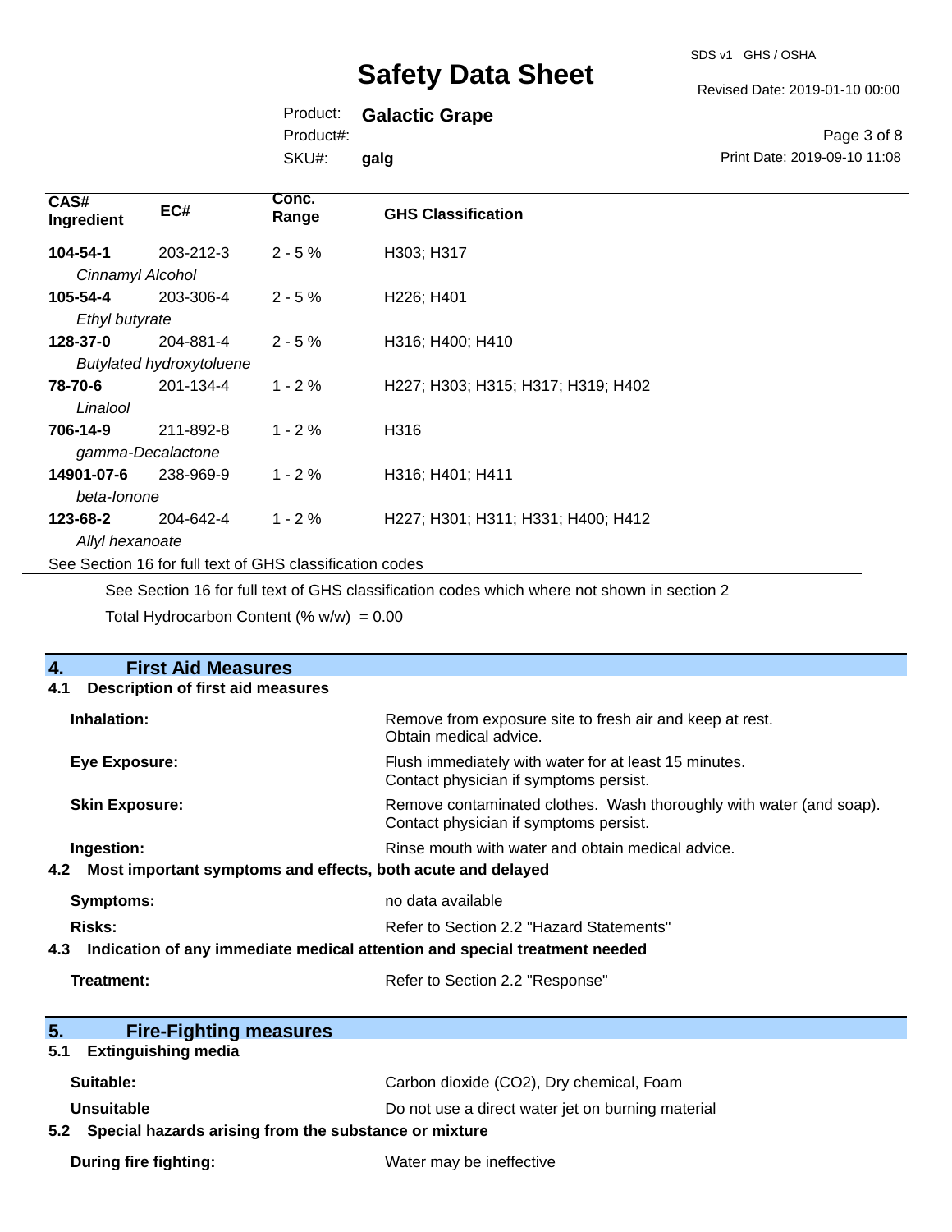| CAS# Ingredient | EC# | Conc. Range | GHS Classification |
|---|---|---|---|
| **104-54-1** *Cinnamyl Alcohol* | 203-212-3 | 2 - 5 % | H303; H317 |
| **105-54-4** *Ethyl butyrate* | 203-306-4 | 2 - 5 % | H226; H401 |
| **128-37-0** *Butylated hydroxytoluene* | 204-881-4 | 2 - 5 % | H316; H400; H410 |
| **78-70-6** *Linalool* | 201-134-4 | 1 - 2 % | H227; H303; H315; H317; H319; H402 |
| **706-14-9** *gamma-Decalactone* | 211-892-8 | 1 - 2 % | H316 |
| **14901-07-6** *beta-Ionone* | 238-969-9 | 1 - 2 % | H316; H401; H411 |
| **123-68-2** *Allyl hexanoate* | 204-642-4 | 1 - 2 % | H227; H301; H311; H331; H400; H412 |

See Section 16 for full text of GHS classification codes

See Section 16 for full text of GHS classification codes which where not shown in section 2

Total Hydrocarbon Content (% w/w) = 0.00

## 4. First Aid Measures

### 4.1 Description of first aid measures

**Inhalation:** Remove from exposure site to fresh air and keep at rest. Obtain medical advice.

**Eye Exposure:** Flush immediately with water for at least 15 minutes. Contact physician if symptoms persist.

**Skin Exposure:** Remove contaminated clothes. Wash thoroughly with water (and soap). Contact physician if symptoms persist.

**Ingestion:** Rinse mouth with water and obtain medical advice.

### 4.2 Most important symptoms and effects, both acute and delayed

**Symptoms:** no data available

**Risks:** Refer to Section 2.2 "Hazard Statements"

### 4.3 Indication of any immediate medical attention and special treatment needed

**Treatment:** Refer to Section 2.2 "Response"

## 5. Fire-Fighting measures

### 5.1 Extinguishing media

**Suitable:** Carbon dioxide (CO2), Dry chemical, Foam

**Unsuitable** Do not use a direct water jet on burning material

### 5.2 Special hazards arising from the substance or mixture

**During fire fighting:** Water may be ineffective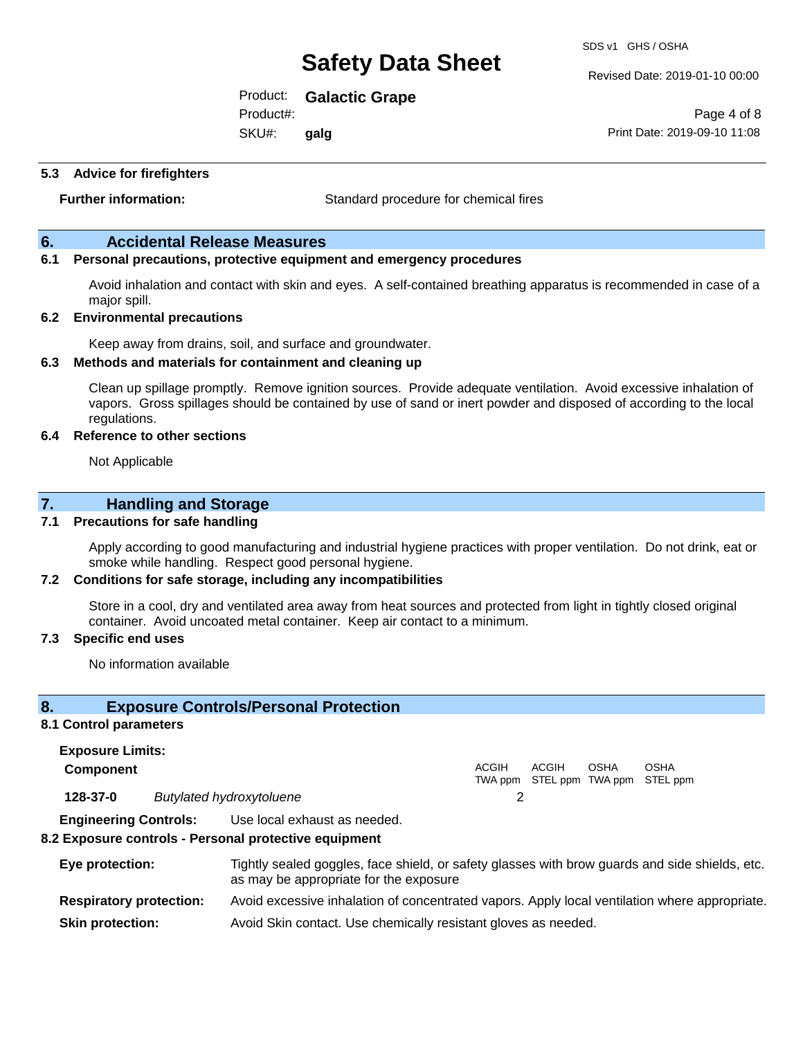### 5.3 Advice for firefighters

**Further information:** Standard procedure for chemical fires

## 6. Accidental Release Measures

### 6.1 Personal precautions, protective equipment and emergency procedures

Avoid inhalation and contact with skin and eyes. A self-contained breathing apparatus is recommended in case of a major spill.

### 6.2 Environmental precautions

Keep away from drains, soil, and surface and groundwater.

### 6.3 Methods and materials for containment and cleaning up

Clean up spillage promptly. Remove ignition sources. Provide adequate ventilation. Avoid excessive inhalation of vapors. Gross spillages should be contained by use of sand or inert powder and disposed of according to the local regulations.

### 6.4 Reference to other sections

Not Applicable

## 7. Handling and Storage

### 7.1 Precautions for safe handling

Apply according to good manufacturing and industrial hygiene practices with proper ventilation. Do not drink, eat or smoke while handling. Respect good personal hygiene.

### 7.2 Conditions for safe storage, including any incompatibilities

Store in a cool, dry and ventilated area away from heat sources and protected from light in tightly closed original container. Avoid uncoated metal container. Keep air contact to a minimum.

### 7.3 Specific end uses

No information available

## 8. Exposure Controls/Personal Protection

### 8.1 Control parameters

**Exposure Limits:**

| Component | | ACGIH TWA ppm | ACGIH STEL ppm | OSHA TWA ppm | OSHA STEL ppm |
|---|---|---|---|---|---|
| **128-37-0** | *Butylated hydroxytoluene* | 2 | | | |

**Engineering Controls:** Use local exhaust as needed.

### 8.2 Exposure controls - Personal protective equipment

**Eye protection:** Tightly sealed goggles, face shield, or safety glasses with brow guards and side shields, etc. as may be appropriate for the exposure

**Respiratory protection:** Avoid excessive inhalation of concentrated vapors. Apply local ventilation where appropriate.

**Skin protection:** Avoid Skin contact. Use chemically resistant gloves as needed.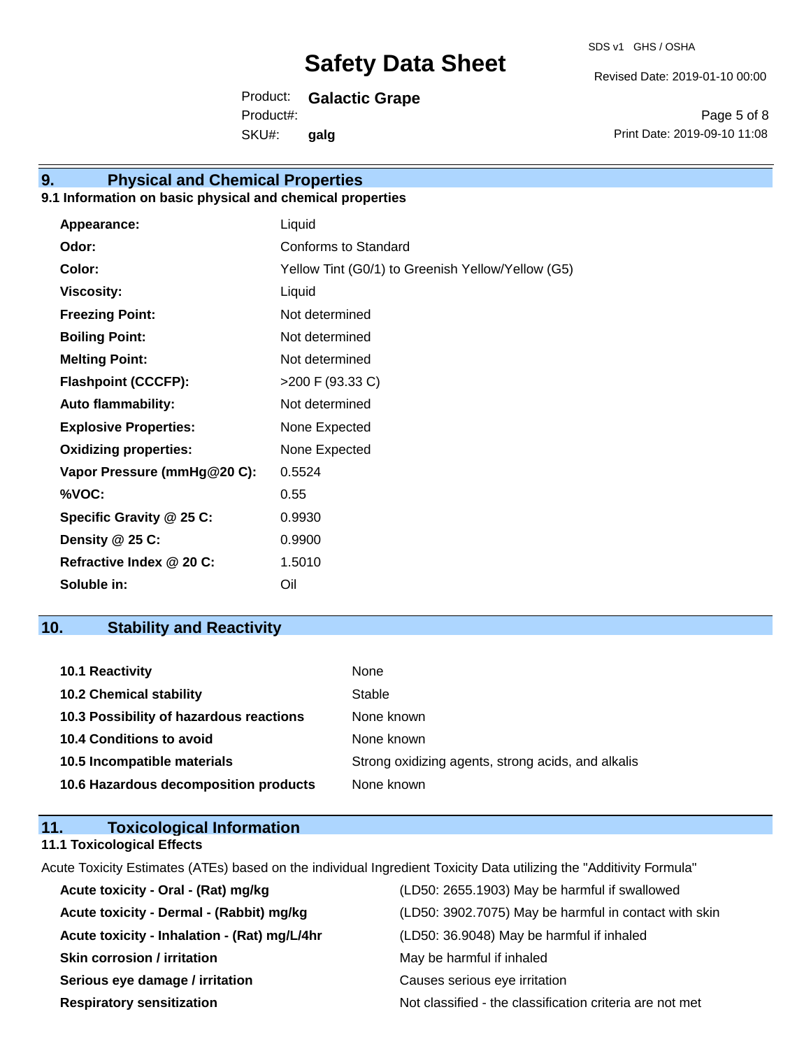## 9. Physical and Chemical Properties

### 9.1 Information on basic physical and chemical properties

| | |
|---|---|
| **Appearance:** | Liquid |
| **Odor:** | Conforms to Standard |
| **Color:** | Yellow Tint (G0/1) to Greenish Yellow/Yellow (G5) |
| **Viscosity:** | Liquid |
| **Freezing Point:** | Not determined |
| **Boiling Point:** | Not determined |
| **Melting Point:** | Not determined |
| **Flashpoint (CCCFP):** | >200 F (93.33 C) |
| **Auto flammability:** | Not determined |
| **Explosive Properties:** | None Expected |
| **Oxidizing properties:** | None Expected |
| **Vapor Pressure (mmHg@20 C):** | 0.5524 |
| **%VOC:** | 0.55 |
| **Specific Gravity @ 25 C:** | 0.9930 |
| **Density @ 25 C:** | 0.9900 |
| **Refractive Index @ 20 C:** | 1.5010 |
| **Soluble in:** | Oil |

## 10. Stability and Reactivity

| | |
|---|---|
| **10.1 Reactivity** | None |
| **10.2 Chemical stability** | Stable |
| **10.3 Possibility of hazardous reactions** | None known |
| **10.4 Conditions to avoid** | None known |
| **10.5 Incompatible materials** | Strong oxidizing agents, strong acids, and alkalis |
| **10.6 Hazardous decomposition products** | None known |

## 11. Toxicological Information

### 11.1 Toxicological Effects

Acute Toxicity Estimates (ATEs) based on the individual Ingredient Toxicity Data utilizing the "Additivity Formula"

| | |
|---|---|
| **Acute toxicity - Oral - (Rat) mg/kg** | (LD50: 2655.1903) May be harmful if swallowed |
| **Acute toxicity - Dermal - (Rabbit) mg/kg** | (LD50: 3902.7075) May be harmful in contact with skin |
| **Acute toxicity - Inhalation - (Rat) mg/L/4hr** | (LD50: 36.9048) May be harmful if inhaled |
| **Skin corrosion / irritation** | May be harmful if inhaled |
| **Serious eye damage / irritation** | Causes serious eye irritation |
| **Respiratory sensitization** | Not classified - the classification criteria are not met |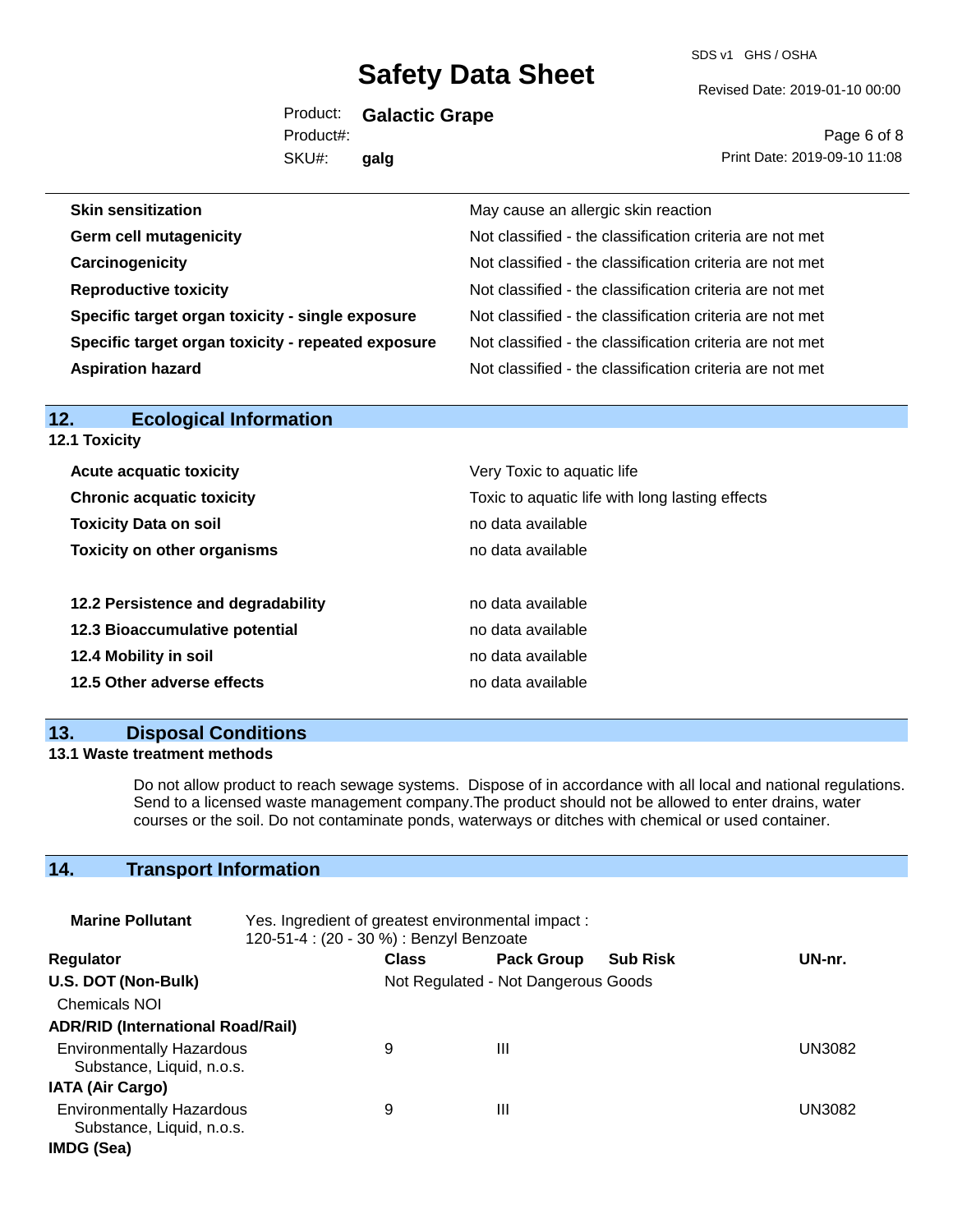| | |
|---|---|
| **Skin sensitization** | May cause an allergic skin reaction |
| **Germ cell mutagenicity** | Not classified - the classification criteria are not met |
| **Carcinogenicity** | Not classified - the classification criteria are not met |
| **Reproductive toxicity** | Not classified - the classification criteria are not met |
| **Specific target organ toxicity - single exposure** | Not classified - the classification criteria are not met |
| **Specific target organ toxicity - repeated exposure** | Not classified - the classification criteria are not met |
| **Aspiration hazard** | Not classified - the classification criteria are not met |

## 12. Ecological Information

**12.1 Toxicity**

| | |
|---|---|
| **Acute acquatic toxicity** | Very Toxic to aquatic life |
| **Chronic acquatic toxicity** | Toxic to aquatic life with long lasting effects |
| **Toxicity Data on soil** | no data available |
| **Toxicity on other organisms** | no data available |

| | |
|---|---|
| **12.2 Persistence and degradability** | no data available |
| **12.3 Bioaccumulative potential** | no data available |
| **12.4 Mobility in soil** | no data available |
| **12.5 Other adverse effects** | no data available |

## 13. Disposal Conditions

**13.1 Waste treatment methods**

Do not allow product to reach sewage systems. Dispose of in accordance with all local and national regulations. Send to a licensed waste management company.The product should not be allowed to enter drains, water courses or the soil. Do not contaminate ponds, waterways or ditches with chemical or used container.

## 14. Transport Information

**Marine Pollutant** Yes. Ingredient of greatest environmental impact :
120-51-4 : (20 - 30 %) : Benzyl Benzoate

| Regulator | Class | Pack Group | Sub Risk | UN-nr. |
|---|---|---|---|---|
| **U.S. DOT (Non-Bulk)** | Not Regulated - Not Dangerous Goods | | | |
| Chemicals NOI | | | | |
| **ADR/RID (International Road/Rail)** | | | | |
| Environmentally Hazardous Substance, Liquid, n.o.s. | 9 | III | | UN3082 |
| **IATA (Air Cargo)** | | | | |
| Environmentally Hazardous Substance, Liquid, n.o.s. | 9 | III | | UN3082 |
| **IMDG (Sea)** | | | | |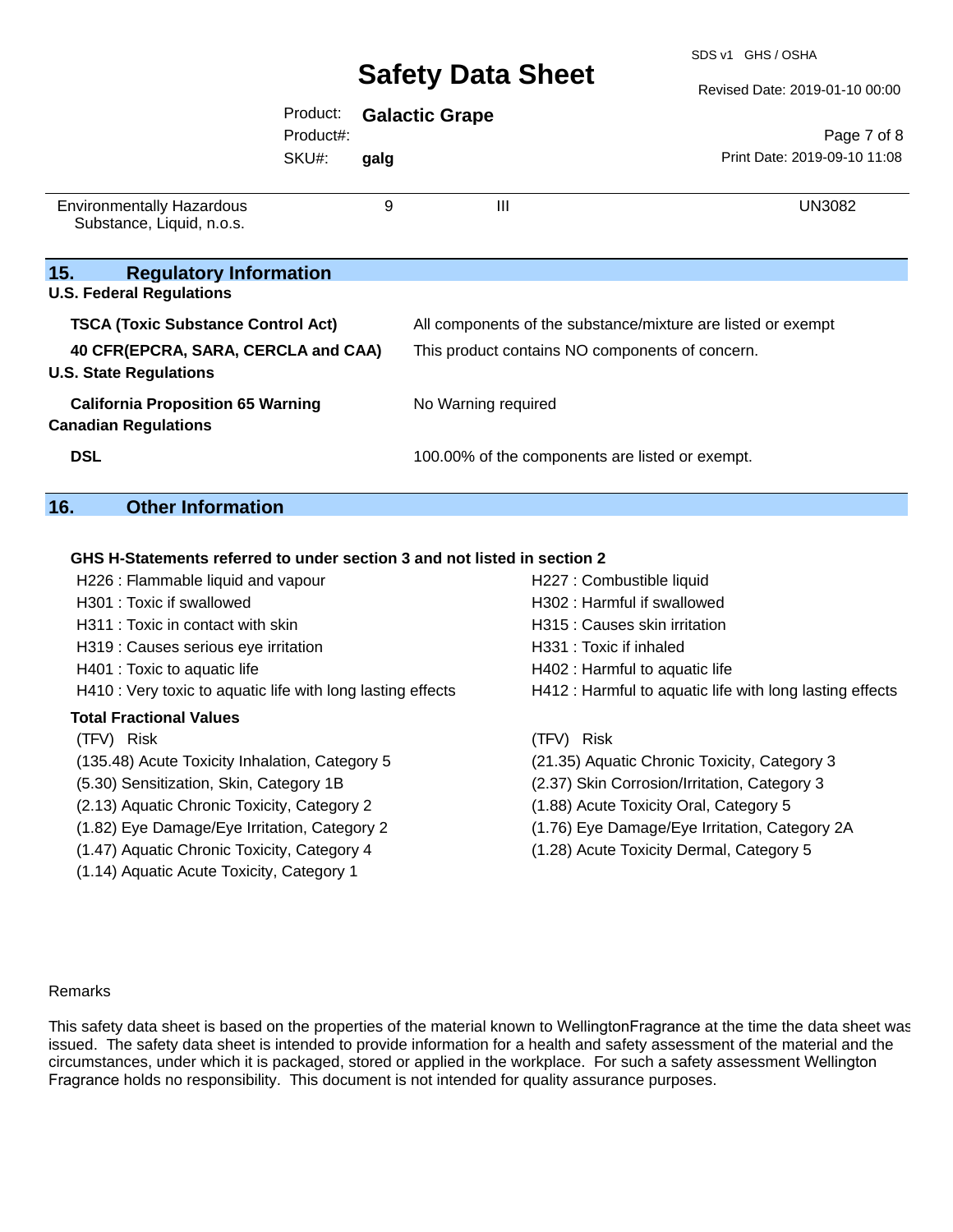| Environmentally Hazardous Substance, Liquid, n.o.s. | 9 | III | UN3082 |
|---|---|---|---|

## 15. Regulatory Information

**U.S. Federal Regulations**

| | |
|---|---|
| **TSCA (Toxic Substance Control Act)** | All components of the substance/mixture are listed or exempt |
| **40 CFR(EPCRA, SARA, CERCLA and CAA)** | This product contains NO components of concern. |

**U.S. State Regulations**

| | |
|---|---|
| **California Proposition 65 Warning** | No Warning required |

**Canadian Regulations**

| | |
|---|---|
| **DSL** | 100.00% of the components are listed or exempt. |

## 16. Other Information

**GHS H-Statements referred to under section 3 and not listed in section 2**

H226 : Flammable liquid and vapour
H301 : Toxic if swallowed
H311 : Toxic in contact with skin
H319 : Causes serious eye irritation
H401 : Toxic to aquatic life
H410 : Very toxic to aquatic life with long lasting effects
H227 : Combustible liquid
H302 : Harmful if swallowed
H315 : Causes skin irritation
H331 : Toxic if inhaled
H402 : Harmful to aquatic life
H412 : Harmful to aquatic life with long lasting effects

**Total Fractional Values**

(TFV) Risk
(135.48) Acute Toxicity Inhalation, Category 5
(5.30) Sensitization, Skin, Category 1B
(2.13) Aquatic Chronic Toxicity, Category 2
(1.82) Eye Damage/Eye Irritation, Category 2
(1.47) Aquatic Chronic Toxicity, Category 4
(1.14) Aquatic Acute Toxicity, Category 1

(TFV) Risk
(21.35) Aquatic Chronic Toxicity, Category 3
(2.37) Skin Corrosion/Irritation, Category 3
(1.88) Acute Toxicity Oral, Category 5
(1.76) Eye Damage/Eye Irritation, Category 2A
(1.28) Acute Toxicity Dermal, Category 5

Remarks

This safety data sheet is based on the properties of the material known to WellingtonFragrance at the time the data sheet was issued. The safety data sheet is intended to provide information for a health and safety assessment of the material and the circumstances, under which it is packaged, stored or applied in the workplace. For such a safety assessment Wellington Fragrance holds no responsibility. This document is not intended for quality assurance purposes.